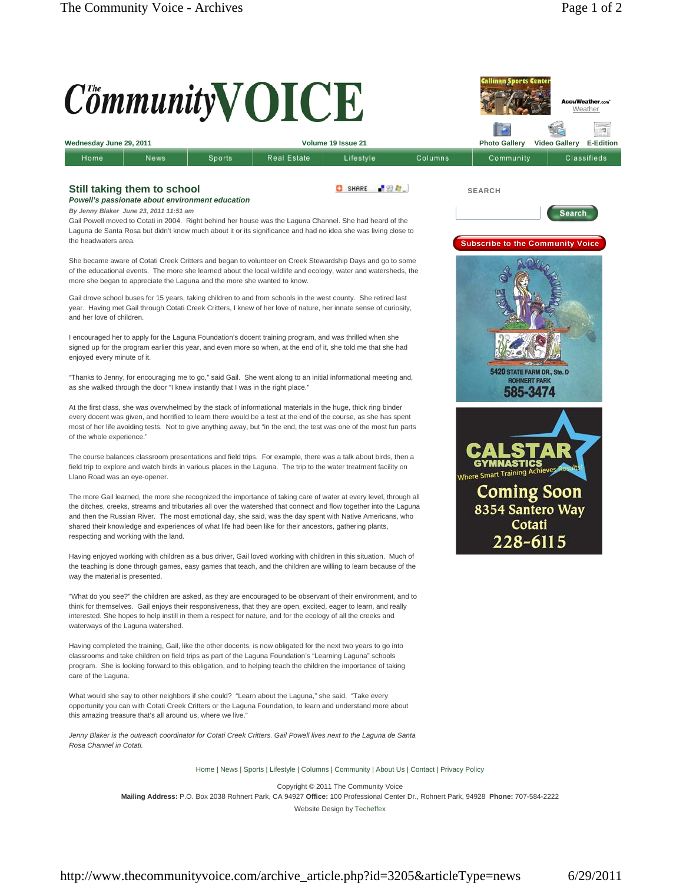# The Community VOICE

Wednesday June 29, 2011 | Volume 19 Issue 21

Home | News | Sports | Real Estate | Lifestyle | Columns | Community | Classifieds

## Still taking them to school

***Powell's passionate about environment education***

***By Jenny Blaker June 23, 2011 11:51 am***

Gail Powell moved to Cotati in 2004. Right behind her house was the Laguna Channel. She had heard of the Laguna de Santa Rosa but didn't know much about it or its significance and had no idea she was living close to the headwaters area.

She became aware of Cotati Creek Critters and began to volunteer on Creek Stewardship Days and go to some of the educational events. The more she learned about the local wildlife and ecology, water and watersheds, the more she began to appreciate the Laguna and the more she wanted to know.

Gail drove school buses for 15 years, taking children to and from schools in the west county. She retired last year. Having met Gail through Cotati Creek Critters, I knew of her love of nature, her innate sense of curiosity, and her love of children.

I encouraged her to apply for the Laguna Foundation's docent training program, and was thrilled when she signed up for the program earlier this year, and even more so when, at the end of it, she told me that she had enjoyed every minute of it.

"Thanks to Jenny, for encouraging me to go," said Gail. She went along to an initial informational meeting and, as she walked through the door "I knew instantly that I was in the right place."

At the first class, she was overwhelmed by the stack of informational materials in the huge, thick ring binder every docent was given, and horrified to learn there would be a test at the end of the course, as she has spent most of her life avoiding tests. Not to give anything away, but "in the end, the test was one of the most fun parts of the whole experience."

The course balances classroom presentations and field trips. For example, there was a talk about birds, then a field trip to explore and watch birds in various places in the Laguna. The trip to the water treatment facility on Llano Road was an eye-opener.

The more Gail learned, the more she recognized the importance of taking care of water at every level, through all the ditches, creeks, streams and tributaries all over the watershed that connect and flow together into the Laguna and then the Russian River. The most emotional day, she said, was the day spent with Native Americans, who shared their knowledge and experiences of what life had been like for their ancestors, gathering plants, respecting and working with the land.

Having enjoyed working with children as a bus driver, Gail loved working with children in this situation. Much of the teaching is done through games, easy games that teach, and the children are willing to learn because of the way the material is presented.

"What do you see?" the children are asked, as they are encouraged to be observant of their environment, and to think for themselves. Gail enjoys their responsiveness, that they are open, excited, eager to learn, and really interested. She hopes to help instill in them a respect for nature, and for the ecology of all the creeks and waterways of the Laguna watershed.

Having completed the training, Gail, like the other docents, is now obligated for the next two years to go into classrooms and take children on field trips as part of the Laguna Foundation's "Learning Laguna" schools program. She is looking forward to this obligation, and to helping teach the children the importance of taking care of the Laguna.

What would she say to other neighbors if she could? "Learn about the Laguna," she said. "Take every opportunity you can with Cotati Creek Critters or the Laguna Foundation, to learn and understand more about this amazing treasure that's all around us, where we live."

*Jenny Blaker is the outreach coordinator for Cotati Creek Critters. Gail Powell lives next to the Laguna de Santa Rosa Channel in Cotati.*

Home | News | Sports | Lifestyle | Columns | Community | About Us | Contact | Privacy Policy

Copyright © 2011 The Community Voice

**Mailing Address:** P.O. Box 2038 Rohnert Park, CA 94927 **Office:** 100 Professional Center Dr., Rohnert Park, 94928 **Phone:** 707-584-2222

Website Design by Techeffex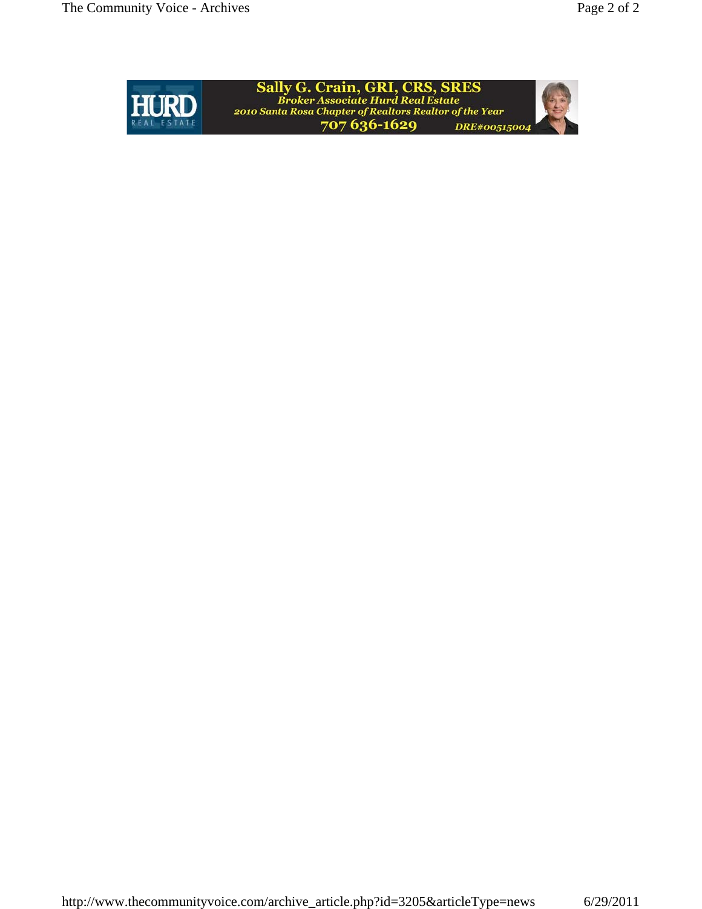HURD
REAL ESTATE

**Sally G. Crain, GRI, CRS, SRES**

*Broker Associate Hurd Real Estate*

*2010 Santa Rosa Chapter of Realtors Realtor of the Year*

**707 636-1629** *DRE#00515004*